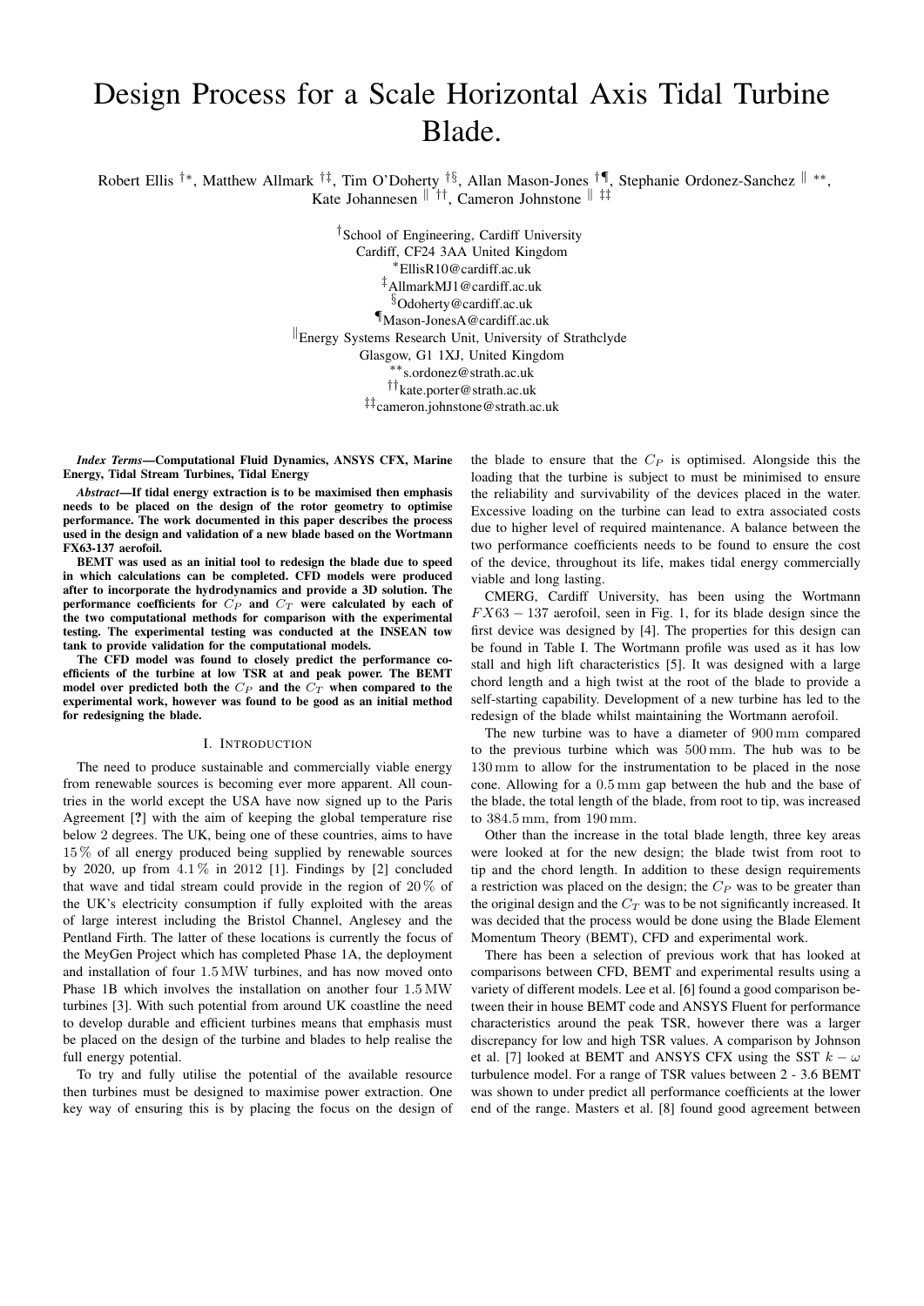# Design Process for a Scale Horizontal Axis Tidal Turbine Blade.

Robert Ellis [†*], Matthew Allmark [†‡], Tim O'Doherty [†§], Allan Mason-Jones [†¶], Stephanie Ordonez-Sanchez [‖ **], Kate Johannesen [‖ ††], Cameron Johnstone [‖ ‡‡]

[†]School of Engineering, Cardiff University
Cardiff, CF24 3AA United Kingdom
[*]EllisR10@cardiff.ac.uk
[‡]AllmarkMJ1@cardiff.ac.uk
[§]Odoherty@cardiff.ac.uk
[¶]Mason-JonesA@cardiff.ac.uk
[‖]Energy Systems Research Unit, University of Strathclyde
Glasgow, G1 1XJ, United Kingdom
[**]s.ordonez@strath.ac.uk
[††]kate.porter@strath.ac.uk
[‡‡]cameron.johnstone@strath.ac.uk

***Index Terms*—Computational Fluid Dynamics, ANSYS CFX, Marine Energy, Tidal Stream Turbines, Tidal Energy**

***Abstract*—If tidal energy extraction is to be maximised then emphasis needs to be placed on the design of the rotor geometry to optimise performance. The work documented in this paper describes the process used in the design and validation of a new blade based on the Wortmann FX63-137 aerofoil.**

**BEMT was used as an initial tool to redesign the blade due to speed in which calculations can be completed. CFD models were produced after to incorporate the hydrodynamics and provide a 3D solution. The performance coefficients for $C_P$ and $C_T$ were calculated by each of the two computational methods for comparison with the experimental testing. The experimental testing was conducted at the INSEAN tow tank to provide validation for the computational models.**

**The CFD model was found to closely predict the performance coefficients of the turbine at low TSR at and peak power. The BEMT model over predicted both the $C_P$ and the $C_T$ when compared to the experimental work, however was found to be good as an initial method for redesigning the blade.**

## I. Introduction

The need to produce sustainable and commercially viable energy from renewable sources is becoming ever more apparent. All countries in the world except the USA have now signed up to the Paris Agreement [?] with the aim of keeping the global temperature rise below 2 degrees. The UK, being one of these countries, aims to have 15 % of all energy produced being supplied by renewable sources by 2020, up from 4.1 % in 2012 [1]. Findings by [2] concluded that wave and tidal stream could provide in the region of 20 % of the UK's electricity consumption if fully exploited with the areas of large interest including the Bristol Channel, Anglesey and the Pentland Firth. The latter of these locations is currently the focus of the MeyGen Project which has completed Phase 1A, the deployment and installation of four 1.5 MW turbines, and has now moved onto Phase 1B which involves the installation on another four 1.5 MW turbines [3]. With such potential from around UK coastline the need to develop durable and efficient turbines means that emphasis must be placed on the design of the turbine and blades to help realise the full energy potential.

To try and fully utilise the potential of the available resource then turbines must be designed to maximise power extraction. One key way of ensuring this is by placing the focus on the design of the blade to ensure that the $C_P$ is optimised. Alongside this the loading that the turbine is subject to must be minimised to ensure the reliability and survivability of the devices placed in the water. Excessive loading on the turbine can lead to extra associated costs due to higher level of required maintenance. A balance between the two performance coefficients needs to be found to ensure the cost of the device, throughout its life, makes tidal energy commercially viable and long lasting.

CMERG, Cardiff University, has been using the Wortmann $FX63-137$ aerofoil, seen in Fig. 1, for its blade design since the first device was designed by [4]. The properties for this design can be found in Table I. The Wortmann profile was used as it has low stall and high lift characteristics [5]. It was designed with a large chord length and a high twist at the root of the blade to provide a self-starting capability. Development of a new turbine has led to the redesign of the blade whilst maintaining the Wortmann aerofoil.

The new turbine was to have a diameter of 900 mm compared to the previous turbine which was 500 mm. The hub was to be 130 mm to allow for the instrumentation to be placed in the nose cone. Allowing for a 0.5 mm gap between the hub and the base of the blade, the total length of the blade, from root to tip, was increased to 384.5 mm, from 190 mm.

Other than the increase in the total blade length, three key areas were looked at for the new design; the blade twist from root to tip and the chord length. In addition to these design requirements a restriction was placed on the design; the $C_P$ was to be greater than the original design and the $C_T$ was to be not significantly increased. It was decided that the process would be done using the Blade Element Momentum Theory (BEMT), CFD and experimental work.

There has been a selection of previous work that has looked at comparisons between CFD, BEMT and experimental results using a variety of different models. Lee et al. [6] found a good comparison between their in house BEMT code and ANSYS Fluent for performance characteristics around the peak TSR, however there was a larger discrepancy for low and high TSR values. A comparison by Johnson et al. [7] looked at BEMT and ANSYS CFX using the SST $k-\omega$ turbulence model. For a range of TSR values between 2 - 3.6 BEMT was shown to under predict all performance coefficients at the lower end of the range. Masters et al. [8] found good agreement between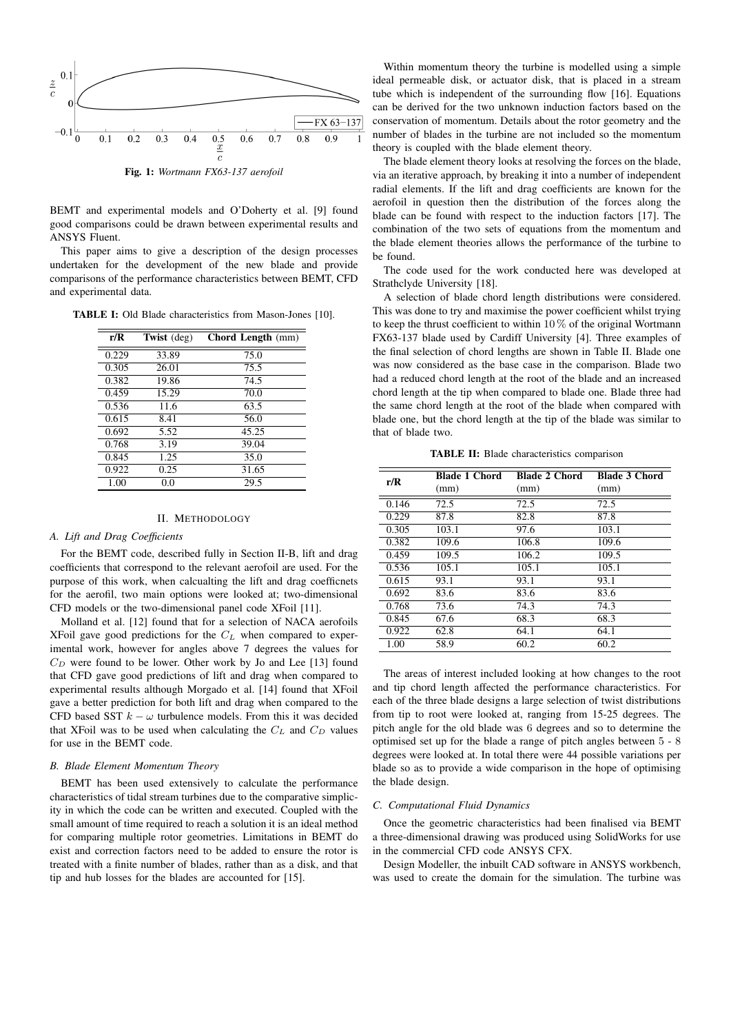Fig. 1: *Wortmann FX63-137 aerofoil*

BEMT and experimental models and O'Doherty et al. [9] found good comparisons could be drawn between experimental results and ANSYS Fluent.

This paper aims to give a description of the design processes undertaken for the development of the new blade and provide comparisons of the performance characteristics between BEMT, CFD and experimental data.

**TABLE I:** Old Blade characteristics from Mason-Jones [10].

| r/R | Twist (deg) | Chord Length (mm) |
|---|---|---|
| 0.229 | 33.89 | 75.0 |
| 0.305 | 26.01 | 75.5 |
| 0.382 | 19.86 | 74.5 |
| 0.459 | 15.29 | 70.0 |
| 0.536 | 11.6 | 63.5 |
| 0.615 | 8.41 | 56.0 |
| 0.692 | 5.52 | 45.25 |
| 0.768 | 3.19 | 39.04 |
| 0.845 | 1.25 | 35.0 |
| 0.922 | 0.25 | 31.65 |
| 1.00 | 0.0 | 29.5 |

## II. Methodology

### A. Lift and Drag Coefficients

For the BEMT code, described fully in Section II-B, lift and drag coefficients that correspond to the relevant aerofoil are used. For the purpose of this work, when calcualting the lift and drag coefficnets for the aerofil, two main options were looked at; two-dimensional CFD models or the two-dimensional panel code XFoil [11].

Molland et al. [12] found that for a selection of NACA aerofoils XFoil gave good predictions for the $C_L$ when compared to experimental work, however for angles above 7 degrees the values for $C_D$ were found to be lower. Other work by Jo and Lee [13] found that CFD gave good predictions of lift and drag when compared to experimental results although Morgado et al. [14] found that XFoil gave a better prediction for both lift and drag when compared to the CFD based SST $k-\omega$ turbulence models. From this it was decided that XFoil was to be used when calculating the $C_L$ and $C_D$ values for use in the BEMT code.

### B. Blade Element Momentum Theory

BEMT has been used extensively to calculate the performance characteristics of tidal stream turbines due to the comparative simplicity in which the code can be written and executed. Coupled with the small amount of time required to reach a solution it is an ideal method for comparing multiple rotor geometries. Limitations in BEMT do exist and correction factors need to be added to ensure the rotor is treated with a finite number of blades, rather than as a disk, and that tip and hub losses for the blades are accounted for [15].

Within momentum theory the turbine is modelled using a simple ideal permeable disk, or actuator disk, that is placed in a stream tube which is independent of the surrounding flow [16]. Equations can be derived for the two unknown induction factors based on the conservation of momentum. Details about the rotor geometry and the number of blades in the turbine are not included so the momentum theory is coupled with the blade element theory.

The blade element theory looks at resolving the forces on the blade, via an iterative approach, by breaking it into a number of independent radial elements. If the lift and drag coefficients are known for the aerofoil in question then the distribution of the forces along the blade can be found with respect to the induction factors [17]. The combination of the two sets of equations from the momentum and the blade element theories allows the performance of the turbine to be found.

The code used for the work conducted here was developed at Strathclyde University [18].

A selection of blade chord length distributions were considered. This was done to try and maximise the power coefficient whilst trying to keep the thrust coefficient to within 10 % of the original Wortmann FX63-137 blade used by Cardiff University [4]. Three examples of the final selection of chord lengths are shown in Table II. Blade one was now considered as the base case in the comparison. Blade two had a reduced chord length at the root of the blade and an increased chord length at the tip when compared to blade one. Blade three had the same chord length at the root of the blade when compared with blade one, but the chord length at the tip of the blade was similar to that of blade two.

**TABLE II:** Blade characteristics comparison

| r/R | Blade 1 Chord (mm) | Blade 2 Chord (mm) | Blade 3 Chord (mm) |
|---|---|---|---|
| 0.146 | 72.5 | 72.5 | 72.5 |
| 0.229 | 87.8 | 82.8 | 87.8 |
| 0.305 | 103.1 | 97.6 | 103.1 |
| 0.382 | 109.6 | 106.8 | 109.6 |
| 0.459 | 109.5 | 106.2 | 109.5 |
| 0.536 | 105.1 | 105.1 | 105.1 |
| 0.615 | 93.1 | 93.1 | 93.1 |
| 0.692 | 83.6 | 83.6 | 83.6 |
| 0.768 | 73.6 | 74.3 | 74.3 |
| 0.845 | 67.6 | 68.3 | 68.3 |
| 0.922 | 62.8 | 64.1 | 64.1 |
| 1.00 | 58.9 | 60.2 | 60.2 |

The areas of interest included looking at how changes to the root and tip chord length affected the performance characteristics. For each of the three blade designs a large selection of twist distributions from tip to root were looked at, ranging from 15-25 degrees. The pitch angle for the old blade was 6 degrees and so to determine the optimised set up for the blade a range of pitch angles between 5 - 8 degrees were looked at. In total there were 44 possible variations per blade so as to provide a wide comparison in the hope of optimising the blade design.

### C. Computational Fluid Dynamics

Once the geometric characteristics had been finalised via BEMT a three-dimensional drawing was produced using SolidWorks for use in the commercial CFD code ANSYS CFX.

Design Modeller, the inbuilt CAD software in ANSYS workbench, was used to create the domain for the simulation. The turbine was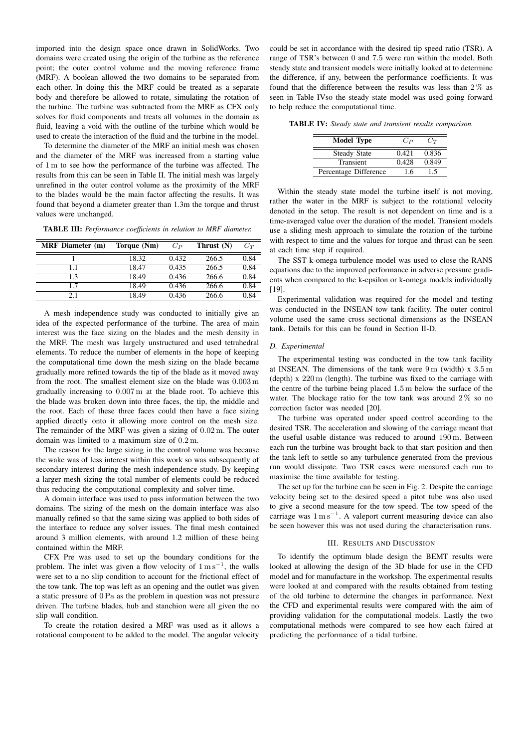imported into the design space once drawn in SolidWorks. Two domains were created using the origin of the turbine as the reference point; the outer control volume and the moving reference frame (MRF). A boolean allowed the two domains to be separated from each other. In doing this the MRF could be treated as a separate body and therefore be allowed to rotate, simulating the rotation of the turbine. The turbine was subtracted from the MRF as CFX only solves for fluid components and treat all volumes in the domain as fluid, leaving a void with the outline of the turbine which would be used to create the interaction of the fluid and the turbine in the model.

To determine the diameter of the MRF an initial mesh was chosen and the diameter of the MRF was increased from a starting value of 1 m to see how the performance of the turbine was affected. The results from this can be seen in Table II. The initial mesh was largely unrefined in the outer control volume as the proximity of the MRF to the blades would be the main factor affecting the results. It was found that beyond a diameter greater than 1.3m the torque and thrust values were unchanged.

**TABLE III:** *Performance coefficients in relation to MRF diameter.*

| MRF Diameter (m) | Torque (Nm) | $C_P$ | Thrust (N) | $C_T$ |
|---|---|---|---|---|
| 1 | 18.32 | 0.432 | 266.5 | 0.84 |
| 1.1 | 18.47 | 0.435 | 266.5 | 0.84 |
| 1.3 | 18.49 | 0.436 | 266.6 | 0.84 |
| 1.7 | 18.49 | 0.436 | 266.6 | 0.84 |
| 2.1 | 18.49 | 0.436 | 266.6 | 0.84 |

A mesh independence study was conducted to initially give an idea of the expected performance of the turbine. The area of main interest was the face sizing on the blades and the mesh density in the MRF. The mesh was largely unstructured and used tetrahedral elements. To reduce the number of elements in the hope of keeping the computational time down the mesh sizing on the blade became gradually more refined towards the tip of the blade as it moved away from the root. The smallest element size on the blade was 0.003 m gradually increasing to 0.007 m at the blade root. To achieve this the blade was broken down into three faces, the tip, the middle and the root. Each of these three faces could then have a face sizing applied directly onto it allowing more control on the mesh size. The remainder of the MRF was given a sizing of 0.02 m. The outer domain was limited to a maximum size of 0.2 m.

The reason for the large sizing in the control volume was because the wake was of less interest within this work so was subsequently of secondary interest during the mesh independence study. By keeping a larger mesh sizing the total number of elements could be reduced thus reducing the computational complexity and solver time.

A domain interface was used to pass information between the two domains. The sizing of the mesh on the domain interface was also manually refined so that the same sizing was applied to both sides of the interface to reduce any solver issues. The final mesh contained around 3 million elements, with around 1.2 million of these being contained within the MRF.

CFX Pre was used to set up the boundary conditions for the problem. The inlet was given a flow velocity of $1\,\mathrm{m\,s^{-1}}$, the walls were set to a no slip condition to account for the frictional effect of the tow tank. The top was left as an opening and the outlet was given a static pressure of 0 Pa as the problem in question was not pressure driven. The turbine blades, hub and stanchion were all given the no slip wall condition.

To create the rotation desired a MRF was used as it allows a rotational component to be added to the model. The angular velocity could be set in accordance with the desired tip speed ratio (TSR). A range of TSR's between 0 and 7.5 were run within the model. Both steady state and transient models were initially looked at to determine the difference, if any, between the performance coefficients. It was found that the difference between the results was less than 2 % as seen in Table IVso the steady state model was used going forward to help reduce the computational time.

**TABLE IV:** *Steady state and transient results comparison.*

| Model Type | $C_P$ | $C_T$ |
|---|---|---|
| Steady State | 0.421 | 0.836 |
| Transient | 0.428 | 0.849 |
| Percentage Difference | 1.6 | 1.5 |

Within the steady state model the turbine itself is not moving, rather the water in the MRF is subject to the rotational velocity denoted in the setup. The result is not dependent on time and is a time-averaged value over the duration of the model. Transient models use a sliding mesh approach to simulate the rotation of the turbine with respect to time and the values for torque and thrust can be seen at each time step if required.

The SST k-omega turbulence model was used to close the RANS equations due to the improved performance in adverse pressure gradients when compared to the k-epsilon or k-omega models individually [19].

Experimental validation was required for the model and testing was conducted in the INSEAN tow tank facility. The outer control volume used the same cross sectional dimensions as the INSEAN tank. Details for this can be found in Section II-D.

### D. Experimental

The experimental testing was conducted in the tow tank facility at INSEAN. The dimensions of the tank were 9 m (width) x 3.5 m (depth) x 220 m (length). The turbine was fixed to the carriage with the centre of the turbine being placed 1.5 m below the surface of the water. The blockage ratio for the tow tank was around 2 % so no correction factor was needed [20].

The turbine was operated under speed control according to the desired TSR. The acceleration and slowing of the carriage meant that the useful usable distance was reduced to around 190 m. Between each run the turbine was brought back to that start position and then the tank left to settle so any turbulence generated from the previous run would dissipate. Two TSR cases were measured each run to maximise the time available for testing.

The set up for the turbine can be seen in Fig. 2. Despite the carriage velocity being set to the desired speed a pitot tube was also used to give a second measure for the tow speed. The tow speed of the carriage was $1\,\mathrm{m\,s^{-1}}$. A valeport current measuring device can also be seen however this was not used during the characterisation runs.

## III. Results and Discussion

To identify the optimum blade design the BEMT results were looked at allowing the design of the 3D blade for use in the CFD model and for manufacture in the workshop. The experimental results were looked at and compared with the results obtained from testing of the old turbine to determine the changes in performance. Next the CFD and experimental results were compared with the aim of providing validation for the computational models. Lastly the two computational methods were compared to see how each faired at predicting the performance of a tidal turbine.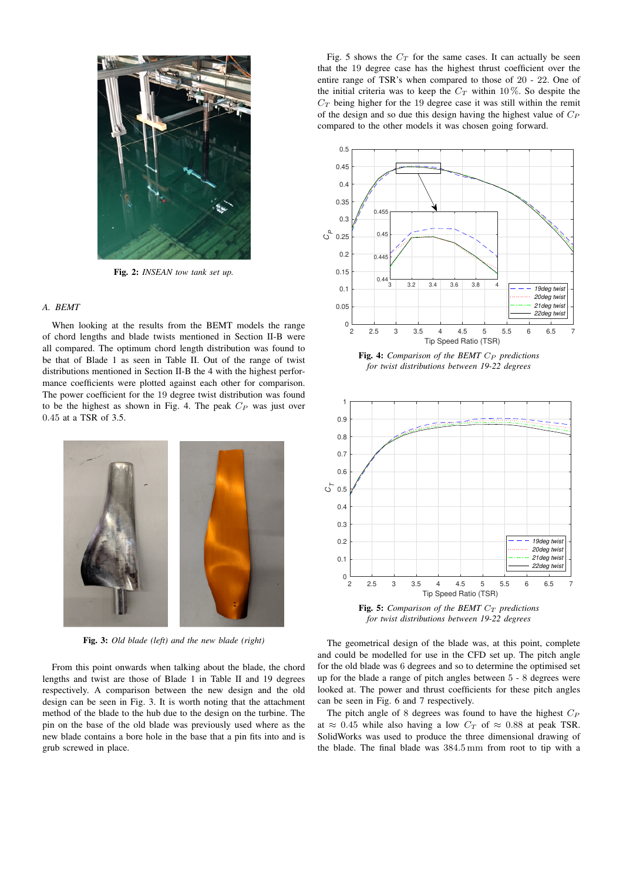Fig. 2: *INSEAN tow tank set up.*

### A. BEMT

When looking at the results from the BEMT models the range of chord lengths and blade twists mentioned in Section II-B were all compared. The optimum chord length distribution was found to be that of Blade 1 as seen in Table II. Out of the range of twist distributions mentioned in Section II-B the 4 with the highest performance coefficients were plotted against each other for comparison. The power coefficient for the 19 degree twist distribution was found to be the highest as shown in Fig. 4. The peak $C_P$ was just over $0.45$ at a TSR of 3.5.

Fig. 3: *Old blade (left) and the new blade (right)*

From this point onwards when talking about the blade, the chord lengths and twist are those of Blade 1 in Table II and 19 degrees respectively. A comparison between the new design and the old design can be seen in Fig. 3. It is worth noting that the attachment method of the blade to the hub due to the design on the turbine. The pin on the base of the old blade was previously used where as the new blade contains a bore hole in the base that a pin fits into and is grub screwed in place.

Fig. 5 shows the $C_T$ for the same cases. It can actually be seen that the 19 degree case has the highest thrust coefficient over the entire range of TSR's when compared to those of 20 - 22. One of the initial criteria was to keep the $C_T$ within $10\,\%$. So despite the $C_T$ being higher for the 19 degree case it was still within the remit of the design and so due this design having the highest value of $C_P$ compared to the other models it was chosen going forward.

Fig. 4: *Comparison of the BEMT $C_P$ predictions for twist distributions between 19-22 degrees*

Fig. 5: *Comparison of the BEMT $C_T$ predictions for twist distributions between 19-22 degrees*

The geometrical design of the blade was, at this point, complete and could be modelled for use in the CFD set up. The pitch angle for the old blade was 6 degrees and so to determine the optimised set up for the blade a range of pitch angles between $5$ - $8$ degrees were looked at. The power and thrust coefficients for these pitch angles can be seen in Fig. 6 and 7 respectively.

The pitch angle of 8 degrees was found to have the highest $C_P$ at $\approx 0.45$ while also having a low $C_T$ of $\approx 0.88$ at peak TSR. SolidWorks was used to produce the three dimensional drawing of the blade. The final blade was $384.5\,\mathrm{mm}$ from root to tip with a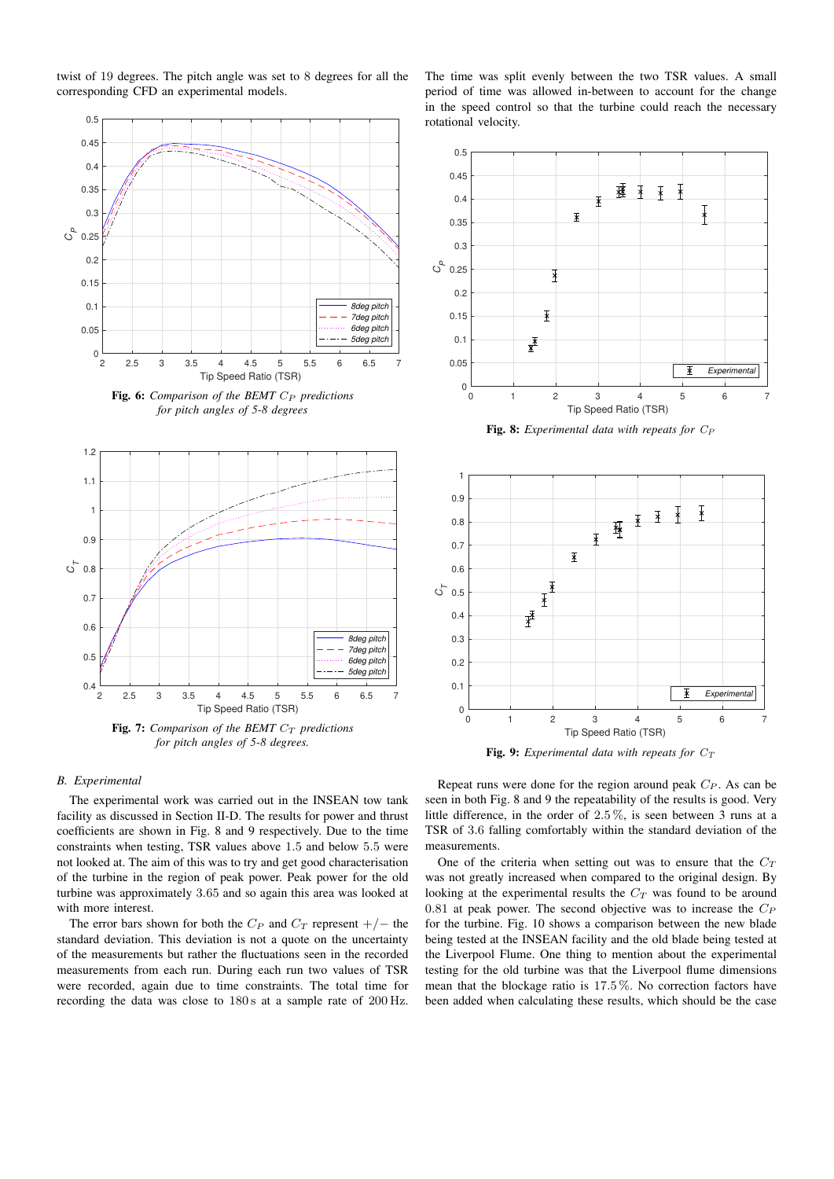twist of 19 degrees. The pitch angle was set to 8 degrees for all the corresponding CFD an experimental models.

**Fig. 6:** *Comparison of the BEMT $C_P$ predictions for pitch angles of 5-8 degrees*

**Fig. 7:** *Comparison of the BEMT $C_T$ predictions for pitch angles of 5-8 degrees.*

### B. Experimental

The experimental work was carried out in the INSEAN tow tank facility as discussed in Section II-D. The results for power and thrust coefficients are shown in Fig. 8 and 9 respectively. Due to the time constraints when testing, TSR values above 1.5 and below 5.5 were not looked at. The aim of this was to try and get good characterisation of the turbine in the region of peak power. Peak power for the old turbine was approximately 3.65 and so again this area was looked at with more interest.

The error bars shown for both the $C_P$ and $C_T$ represent $+/-$ the standard deviation. This deviation is not a quote on the uncertainty of the measurements but rather the fluctuations seen in the recorded measurements from each run. During each run two values of TSR were recorded, again due to time constraints. The total time for recording the data was close to $180\,\text{s}$ at a sample rate of $200\,\text{Hz}$. The time was split evenly between the two TSR values. A small period of time was allowed in-between to account for the change in the speed control so that the turbine could reach the necessary rotational velocity.

**Fig. 8:** *Experimental data with repeats for $C_P$*

**Fig. 9:** *Experimental data with repeats for $C_T$*

Repeat runs were done for the region around peak $C_P$. As can be seen in both Fig. 8 and 9 the repeatability of the results is good. Very little difference, in the order of $2.5\,\%$, is seen between 3 runs at a TSR of 3.6 falling comfortably within the standard deviation of the measurements.

One of the criteria when setting out was to ensure that the $C_T$ was not greatly increased when compared to the original design. By looking at the experimental results the $C_T$ was found to be around 0.81 at peak power. The second objective was to increase the $C_P$ for the turbine. Fig. 10 shows a comparison between the new blade being tested at the INSEAN facility and the old blade being tested at the Liverpool Flume. One thing to mention about the experimental testing for the old turbine was that the Liverpool flume dimensions mean that the blockage ratio is $17.5\,\%$. No correction factors have been added when calculating these results, which should be the case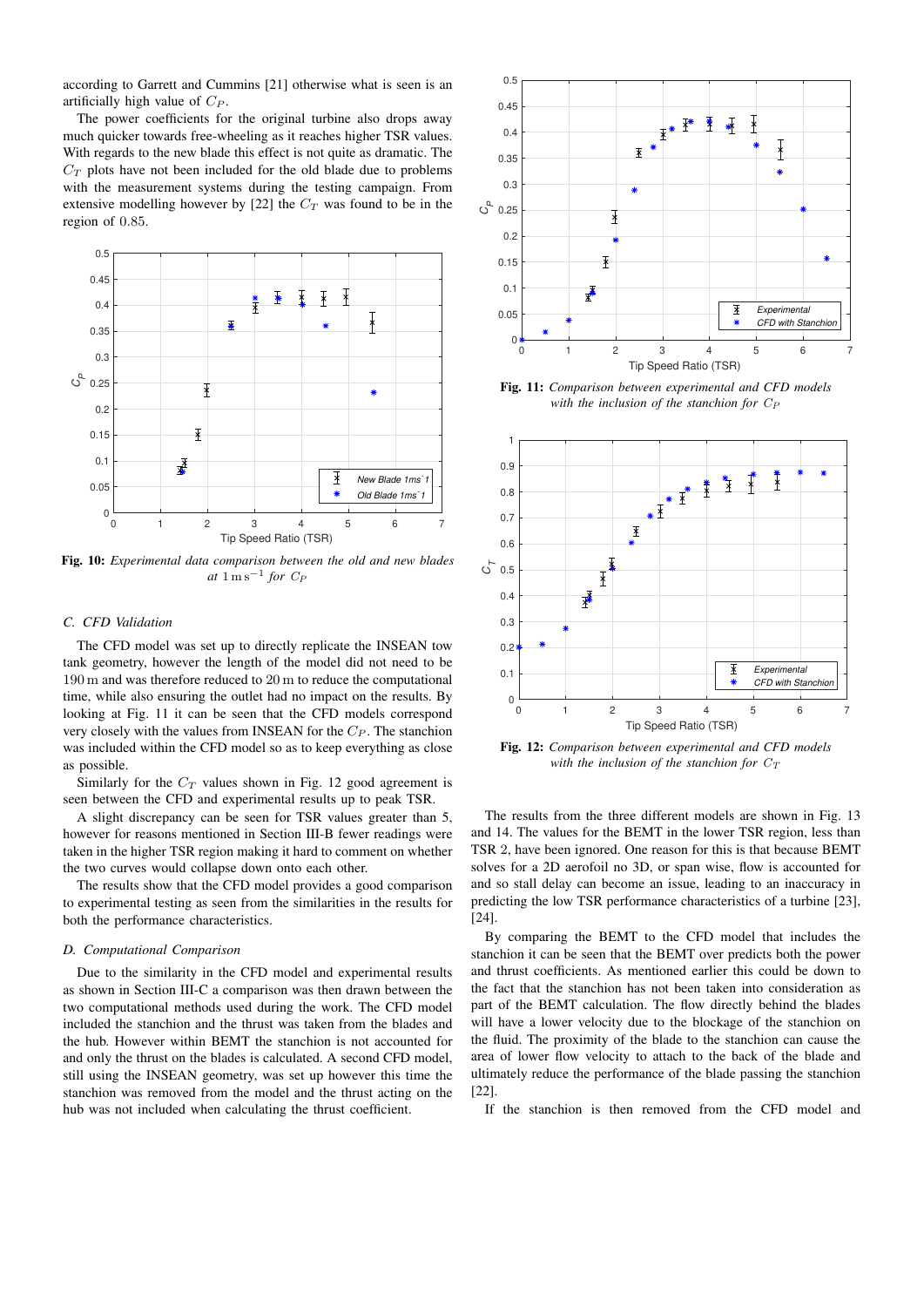according to Garrett and Cummins [21] otherwise what is seen is an artificially high value of $C_P$.

The power coefficients for the original turbine also drops away much quicker towards free-wheeling as it reaches higher TSR values. With regards to the new blade this effect is not quite as dramatic. The $C_T$ plots have not been included for the old blade due to problems with the measurement systems during the testing campaign. From extensive modelling however by [22] the $C_T$ was found to be in the region of 0.85.

**Fig. 10:** *Experimental data comparison between the old and new blades at $1\,\mathrm{m\,s^{-1}}$ for $C_P$*

### C. CFD Validation

The CFD model was set up to directly replicate the INSEAN tow tank geometry, however the length of the model did not need to be 190 m and was therefore reduced to 20 m to reduce the computational time, while also ensuring the outlet had no impact on the results. By looking at Fig. 11 it can be seen that the CFD models correspond very closely with the values from INSEAN for the $C_P$. The stanchion was included within the CFD model so as to keep everything as close as possible.

Similarly for the $C_T$ values shown in Fig. 12 good agreement is seen between the CFD and experimental results up to peak TSR.

A slight discrepancy can be seen for TSR values greater than 5, however for reasons mentioned in Section III-B fewer readings were taken in the higher TSR region making it hard to comment on whether the two curves would collapse down onto each other.

The results show that the CFD model provides a good comparison to experimental testing as seen from the similarities in the results for both the performance characteristics.

### D. Computational Comparison

Due to the similarity in the CFD model and experimental results as shown in Section III-C a comparison was then drawn between the two computational methods used during the work. The CFD model included the stanchion and the thrust was taken from the blades and the hub. However within BEMT the stanchion is not accounted for and only the thrust on the blades is calculated. A second CFD model, still using the INSEAN geometry, was set up however this time the stanchion was removed from the model and the thrust acting on the hub was not included when calculating the thrust coefficient.

**Fig. 11:** *Comparison between experimental and CFD models with the inclusion of the stanchion for $C_P$*

**Fig. 12:** *Comparison between experimental and CFD models with the inclusion of the stanchion for $C_T$*

The results from the three different models are shown in Fig. 13 and 14. The values for the BEMT in the lower TSR region, less than TSR 2, have been ignored. One reason for this is that because BEMT solves for a 2D aerofoil no 3D, or span wise, flow is accounted for and so stall delay can become an issue, leading to an inaccuracy in predicting the low TSR performance characteristics of a turbine [23], [24].

By comparing the BEMT to the CFD model that includes the stanchion it can be seen that the BEMT over predicts both the power and thrust coefficients. As mentioned earlier this could be down to the fact that the stanchion has not been taken into consideration as part of the BEMT calculation. The flow directly behind the blades will have a lower velocity due to the blockage of the stanchion on the fluid. The proximity of the blade to the stanchion can cause the area of lower flow velocity to attach to the back of the blade and ultimately reduce the performance of the blade passing the stanchion [22].

If the stanchion is then removed from the CFD model and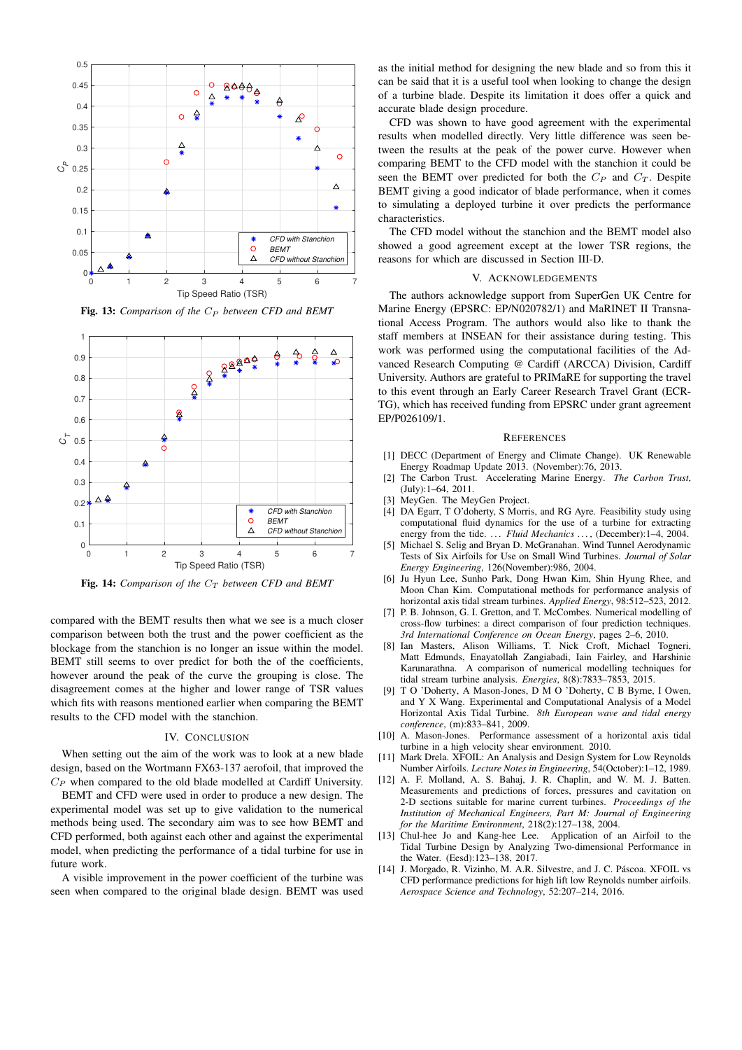Fig. 13: *Comparison of the $C_P$ between CFD and BEMT*

Fig. 14: *Comparison of the $C_T$ between CFD and BEMT*

compared with the BEMT results then what we see is a much closer comparison between both the thrust and the power coefficient as the blockage from the stanchion is no longer an issue within the model. BEMT still seems to over predict for both the of the coefficients, however around the peak of the curve the grouping is close. The disagreement comes at the higher and lower range of TSR values which fits with reasons mentioned earlier when comparing the BEMT results to the CFD model with the stanchion.

## IV. Conclusion

When setting out the aim of the work was to look at a new blade design, based on the Wortmann FX63-137 aerofoil, that improved the $C_P$ when compared to the old blade modelled at Cardiff University.

BEMT and CFD were used in order to produce a new design. The experimental model was set up to give validation to the numerical methods being used. The secondary aim was to see how BEMT and CFD performed, both against each other and against the experimental model, when predicting the performance of a tidal turbine for use in future work.

A visible improvement in the power coefficient of the turbine was seen when compared to the original blade design. BEMT was used as the initial method for designing the new blade and so from this it can be said that it is a useful tool when looking to change the design of a turbine blade. Despite its limitation it does offer a quick and accurate blade design procedure.

CFD was shown to have good agreement with the experimental results when modelled directly. Very little difference was seen between the results at the peak of the power curve. However when comparing BEMT to the CFD model with the stanchion it could be seen the BEMT over predicted for both the $C_P$ and $C_T$. Despite BEMT giving a good indicator of blade performance, when it comes to simulating a deployed turbine it over predicts the performance characteristics.

The CFD model without the stanchion and the BEMT model also showed a good agreement except at the lower TSR regions, the reasons for which are discussed in Section III-D.

## V. Acknowledgements

The authors acknowledge support from SuperGen UK Centre for Marine Energy (EPSRC: EP/N020782/1) and MaRINET II Transnational Access Program. The authors would also like to thank the staff members at INSEAN for their assistance during testing. This work was performed using the computational facilities of the Advanced Research Computing @ Cardiff (ARCCA) Division, Cardiff University. Authors are grateful to PRIMaRE for supporting the travel to this event through an Early Career Research Travel Grant (ECR-TG), which has received funding from EPSRC under grant agreement EP/P026109/1.

## References

[1] DECC (Department of Energy and Climate Change). UK Renewable Energy Roadmap Update 2013. (November):76, 2013.

[2] The Carbon Trust. Accelerating Marine Energy. *The Carbon Trust*, (July):1–64, 2011.

[3] MeyGen. The MeyGen Project.

[4] DA Egarr, T O'doherty, S Morris, and RG Ayre. Feasibility study using computational fluid dynamics for the use of a turbine for extracting energy from the tide. *... Fluid Mechanics ...*, (December):1–4, 2004.

[5] Michael S. Selig and Bryan D. McGranahan. Wind Tunnel Aerodynamic Tests of Six Airfoils for Use on Small Wind Turbines. *Journal of Solar Energy Engineering*, 126(November):986, 2004.

[6] Ju Hyun Lee, Sunho Park, Dong Hwan Kim, Shin Hyung Rhee, and Moon Chan Kim. Computational methods for performance analysis of horizontal axis tidal stream turbines. *Applied Energy*, 98:512–523, 2012.

[7] P. B. Johnson, G. I. Gretton, and T. McCombes. Numerical modelling of cross-flow turbines: a direct comparison of four prediction techniques. *3rd International Conference on Ocean Energy*, pages 2–6, 2010.

[8] Ian Masters, Alison Williams, T. Nick Croft, Michael Togneri, Matt Edmunds, Enayatollah Zangiabadi, Iain Fairley, and Harshinie Karunarathna. A comparison of numerical modelling techniques for tidal stream turbine analysis. *Energies*, 8(8):7833–7853, 2015.

[9] T O 'Doherty, A Mason-Jones, D M O 'Doherty, C B Byrne, I Owen, and Y X Wang. Experimental and Computational Analysis of a Model Horizontal Axis Tidal Turbine. *8th European wave and tidal energy conference*, (m):833–841, 2009.

[10] A. Mason-Jones. Performance assessment of a horizontal axis tidal turbine in a high velocity shear environment. 2010.

[11] Mark Drela. XFOIL: An Analysis and Design System for Low Reynolds Number Airfoils. *Lecture Notes in Engineering*, 54(October):1–12, 1989.

[12] A. F. Molland, A. S. Bahaj, J. R. Chaplin, and W. M. J. Batten. Measurements and predictions of forces, pressures and cavitation on 2-D sections suitable for marine current turbines. *Proceedings of the Institution of Mechanical Engineers, Part M: Journal of Engineering for the Maritime Environment*, 218(2):127–138, 2004.

[13] Chul-hee Jo and Kang-hee Lee. Application of an Airfoil to the Tidal Turbine Design by Analyzing Two-dimensional Performance in the Water. (Eesd):123–138, 2017.

[14] J. Morgado, R. Vizinho, M. A.R. Silvestre, and J. C. Páscoa. XFOIL vs CFD performance predictions for high lift low Reynolds number airfoils. *Aerospace Science and Technology*, 52:207–214, 2016.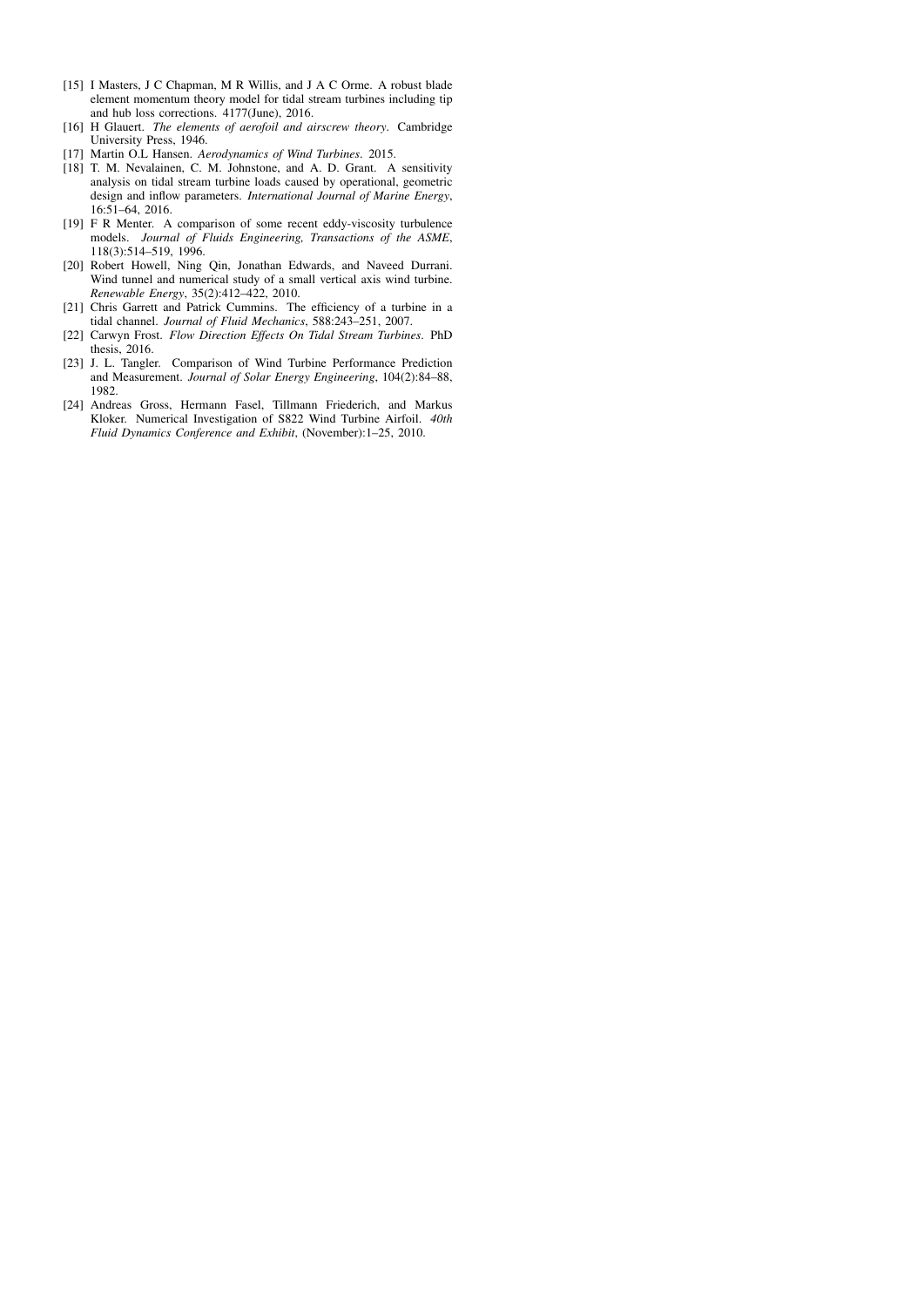[15] I Masters, J C Chapman, M R Willis, and J A C Orme. A robust blade element momentum theory model for tidal stream turbines including tip and hub loss corrections. 4177(June), 2016.

[16] H Glauert. *The elements of aerofoil and airscrew theory*. Cambridge University Press, 1946.

[17] Martin O.L Hansen. *Aerodynamics of Wind Turbines*. 2015.

[18] T. M. Nevalainen, C. M. Johnstone, and A. D. Grant. A sensitivity analysis on tidal stream turbine loads caused by operational, geometric design and inflow parameters. *International Journal of Marine Energy*, 16:51–64, 2016.

[19] F R Menter. A comparison of some recent eddy-viscosity turbulence models. *Journal of Fluids Engineering, Transactions of the ASME*, 118(3):514–519, 1996.

[20] Robert Howell, Ning Qin, Jonathan Edwards, and Naveed Durrani. Wind tunnel and numerical study of a small vertical axis wind turbine. *Renewable Energy*, 35(2):412–422, 2010.

[21] Chris Garrett and Patrick Cummins. The efficiency of a turbine in a tidal channel. *Journal of Fluid Mechanics*, 588:243–251, 2007.

[22] Carwyn Frost. *Flow Direction Effects On Tidal Stream Turbines*. PhD thesis, 2016.

[23] J. L. Tangler. Comparison of Wind Turbine Performance Prediction and Measurement. *Journal of Solar Energy Engineering*, 104(2):84–88, 1982.

[24] Andreas Gross, Hermann Fasel, Tillmann Friederich, and Markus Kloker. Numerical Investigation of S822 Wind Turbine Airfoil. *40th Fluid Dynamics Conference and Exhibit*, (November):1–25, 2010.